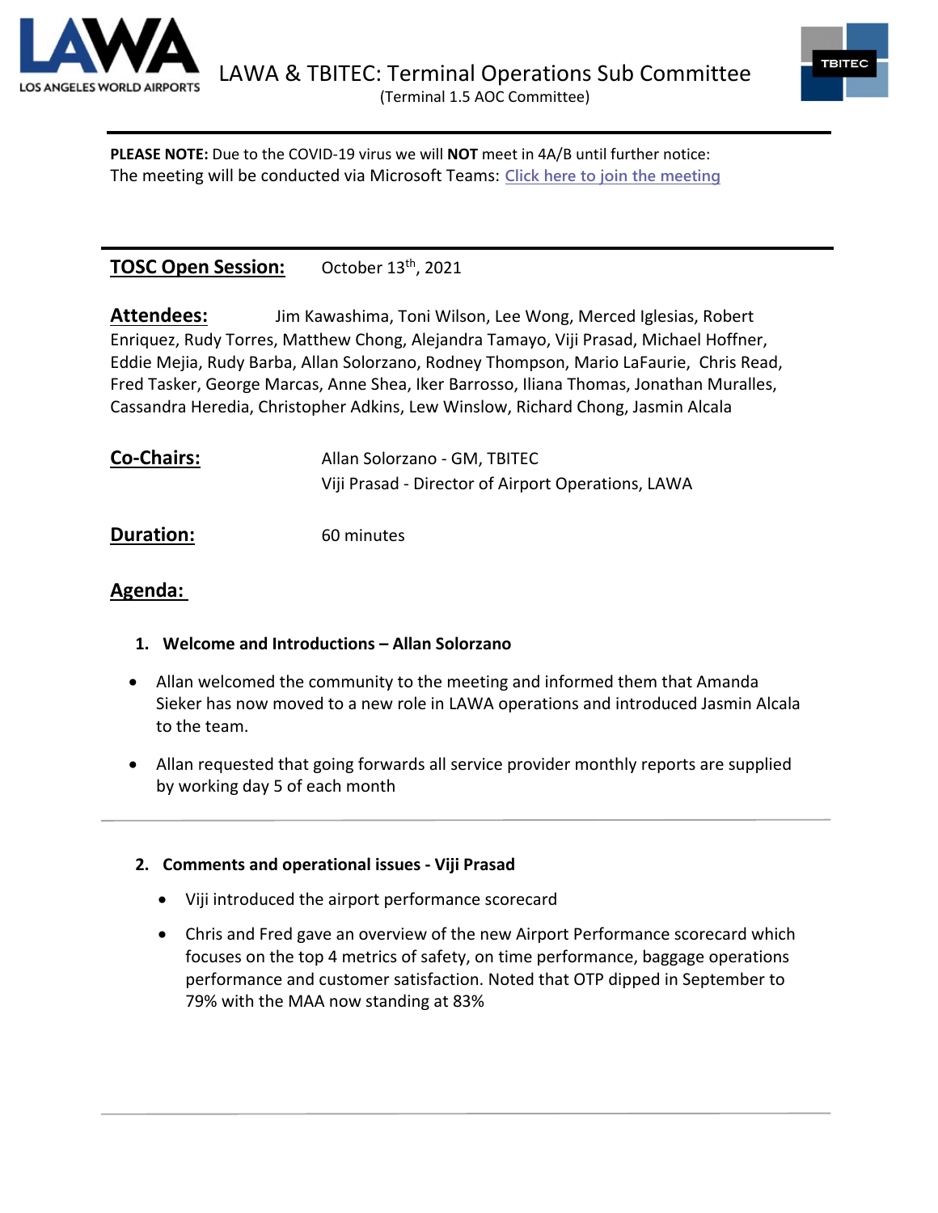# LAWA & TBITEC: Terminal Operations Sub Committee

(Terminal 1.5 AOC Committee)

**PLEASE NOTE:** Due to the COVID-19 virus we will **NOT** meet in 4A/B until further notice:
The meeting will be conducted via Microsoft Teams: [Click here to join the meeting]

**TOSC Open Session:** October 13th, 2021

**Attendees:** Jim Kawashima, Toni Wilson, Lee Wong, Merced Iglesias, Robert Enriquez, Rudy Torres, Matthew Chong, Alejandra Tamayo, Viji Prasad, Michael Hoffner, Eddie Mejia, Rudy Barba, Allan Solorzano, Rodney Thompson, Mario LaFaurie, Chris Read, Fred Tasker, George Marcas, Anne Shea, Iker Barrosso, Iliana Thomas, Jonathan Muralles, Cassandra Heredia, Christopher Adkins, Lew Winslow, Richard Chong, Jasmin Alcala

**Co-Chairs:** Allan Solorzano - GM, TBITEC
Viji Prasad - Director of Airport Operations, LAWA

**Duration:** 60 minutes

## Agenda:

1. **Welcome and Introductions – Allan Solorzano**

- Allan welcomed the community to the meeting and informed them that Amanda Sieker has now moved to a new role in LAWA operations and introduced Jasmin Alcala to the team.
- Allan requested that going forwards all service provider monthly reports are supplied by working day 5 of each month

---

2. **Comments and operational issues - Viji Prasad**

- Viji introduced the airport performance scorecard
- Chris and Fred gave an overview of the new Airport Performance scorecard which focuses on the top 4 metrics of safety, on time performance, baggage operations performance and customer satisfaction. Noted that OTP dipped in September to 79% with the MAA now standing at 83%

---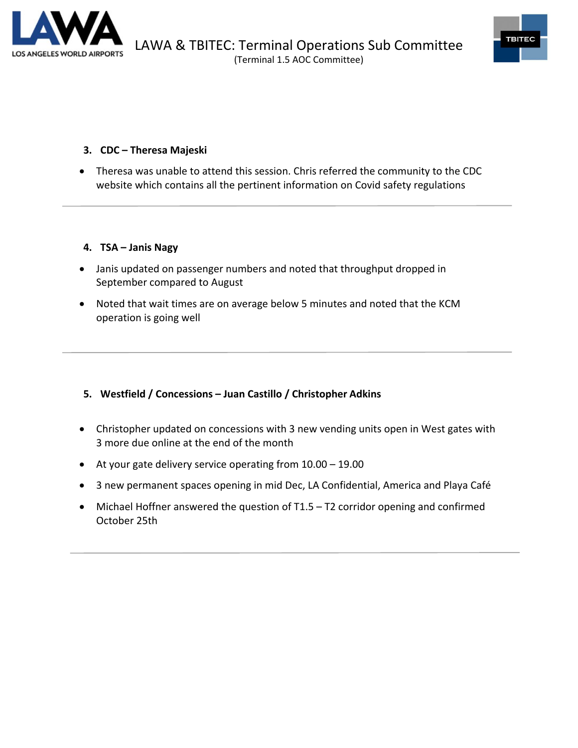### 3. CDC – Theresa Majeski

- Theresa was unable to attend this session. Chris referred the community to the CDC website which contains all the pertinent information on Covid safety regulations

---

### 4. TSA – Janis Nagy

- Janis updated on passenger numbers and noted that throughput dropped in September compared to August
- Noted that wait times are on average below 5 minutes and noted that the KCM operation is going well

---

### 5. Westfield / Concessions – Juan Castillo / Christopher Adkins

- Christopher updated on concessions with 3 new vending units open in West gates with 3 more due online at the end of the month
- At your gate delivery service operating from 10.00 – 19.00
- 3 new permanent spaces opening in mid Dec, LA Confidential, America and Playa Café
- Michael Hoffner answered the question of T1.5 – T2 corridor opening and confirmed October 25th

---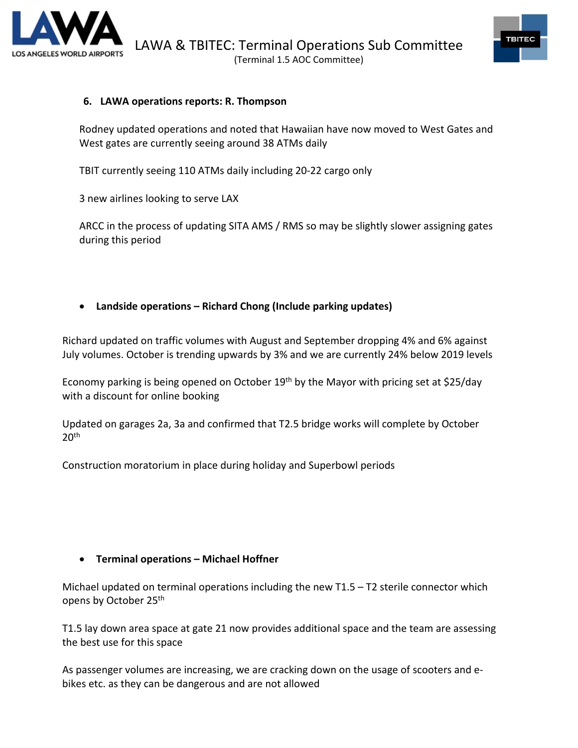### 6. LAWA operations reports: R. Thompson

Rodney updated operations and noted that Hawaiian have now moved to West Gates and West gates are currently seeing around 38 ATMs daily

TBIT currently seeing 110 ATMs daily including 20-22 cargo only

3 new airlines looking to serve LAX

ARCC in the process of updating SITA AMS / RMS so may be slightly slower assigning gates during this period

- **Landside operations – Richard Chong (Include parking updates)**

Richard updated on traffic volumes with August and September dropping 4% and 6% against July volumes. October is trending upwards by 3% and we are currently 24% below 2019 levels

Economy parking is being opened on October 19th by the Mayor with pricing set at $25/day with a discount for online booking

Updated on garages 2a, 3a and confirmed that T2.5 bridge works will complete by October 20th

Construction moratorium in place during holiday and Superbowl periods

- **Terminal operations – Michael Hoffner**

Michael updated on terminal operations including the new T1.5 – T2 sterile connector which opens by October 25th

T1.5 lay down area space at gate 21 now provides additional space and the team are assessing the best use for this space

As passenger volumes are increasing, we are cracking down on the usage of scooters and e-bikes etc. as they can be dangerous and are not allowed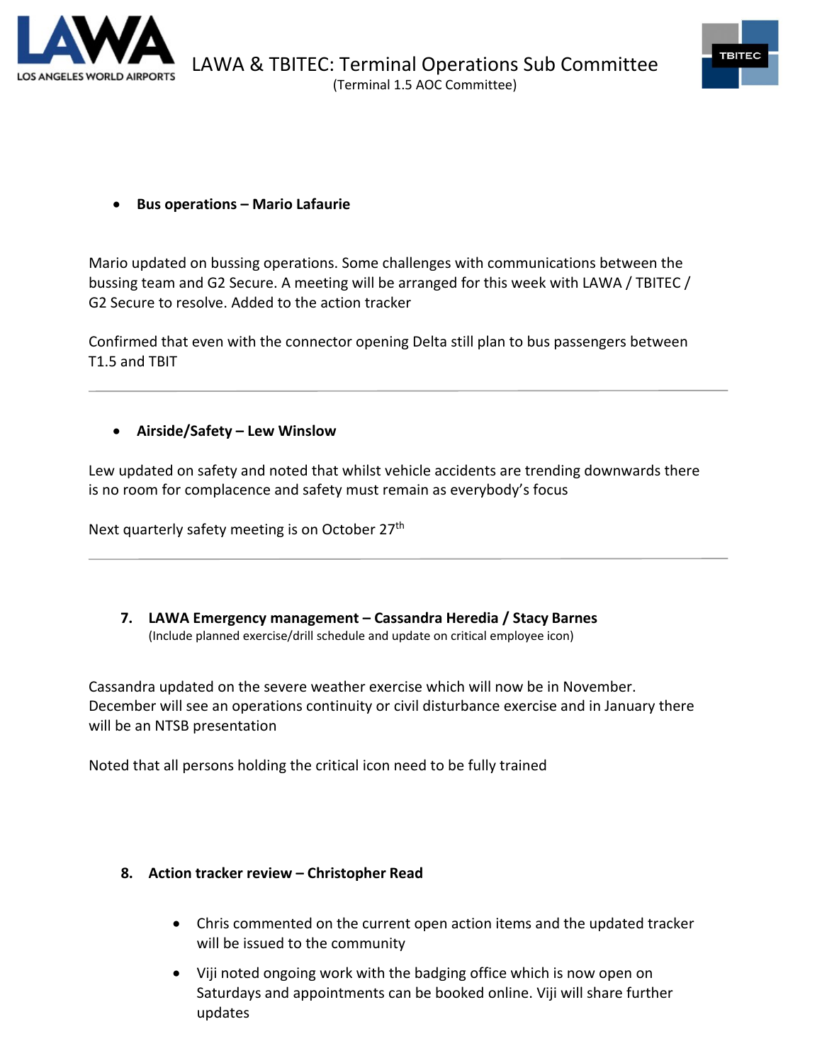- **Bus operations – Mario Lafaurie**

Mario updated on bussing operations. Some challenges with communications between the bussing team and G2 Secure. A meeting will be arranged for this week with LAWA / TBITEC / G2 Secure to resolve. Added to the action tracker

Confirmed that even with the connector opening Delta still plan to bus passengers between T1.5 and TBIT

---

- **Airside/Safety – Lew Winslow**

Lew updated on safety and noted that whilst vehicle accidents are trending downwards there is no room for complacence and safety must remain as everybody's focus

Next quarterly safety meeting is on October 27th

---

7. **LAWA Emergency management – Cassandra Heredia / Stacy Barnes**
(Include planned exercise/drill schedule and update on critical employee icon)

Cassandra updated on the severe weather exercise which will now be in November. December will see an operations continuity or civil disturbance exercise and in January there will be an NTSB presentation

Noted that all persons holding the critical icon need to be fully trained

8. **Action tracker review – Christopher Read**

- Chris commented on the current open action items and the updated tracker will be issued to the community
- Viji noted ongoing work with the badging office which is now open on Saturdays and appointments can be booked online. Viji will share further updates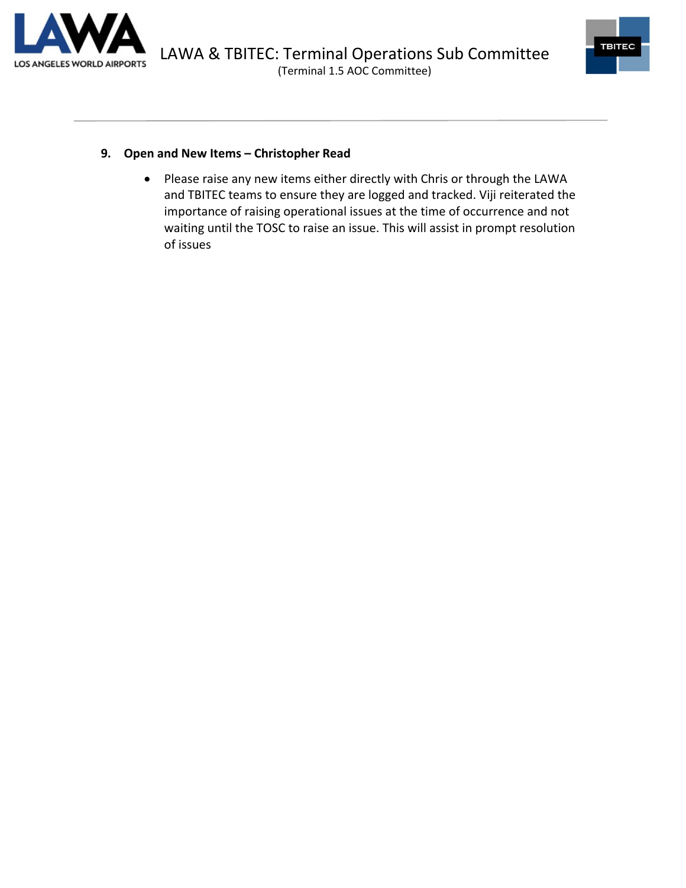9. **Open and New Items – Christopher Read**

- Please raise any new items either directly with Chris or through the LAWA and TBITEC teams to ensure they are logged and tracked. Viji reiterated the importance of raising operational issues at the time of occurrence and not waiting until the TOSC to raise an issue. This will assist in prompt resolution of issues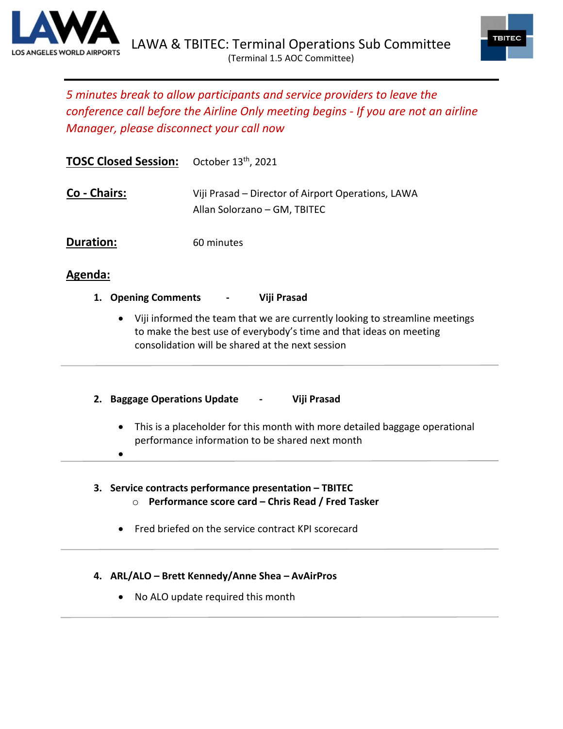# LAWA & TBITEC: Terminal Operations Sub Committee

(Terminal 1.5 AOC Committee)

*5 minutes break to allow participants and service providers to leave the conference call before the Airline Only meeting begins - If you are not an airline Manager, please disconnect your call now*

**TOSC Closed Session:** October 13th, 2021

**Co - Chairs:** Viji Prasad – Director of Airport Operations, LAWA
Allan Solorzano – GM, TBITEC

**Duration:** 60 minutes

**Agenda:**

1. **Opening Comments - Viji Prasad**
   - Viji informed the team that we are currently looking to streamline meetings to make the best use of everybody's time and that ideas on meeting consolidation will be shared at the next session

---

2. **Baggage Operations Update - Viji Prasad**
   - This is a placeholder for this month with more detailed baggage operational performance information to be shared next month
   -

---

3. **Service contracts performance presentation – TBITEC**
   - **Performance score card – Chris Read / Fred Tasker**
   - Fred briefed on the service contract KPI scorecard

---

4. **ARL/ALO – Brett Kennedy/Anne Shea – AvAirPros**
   - No ALO update required this month

---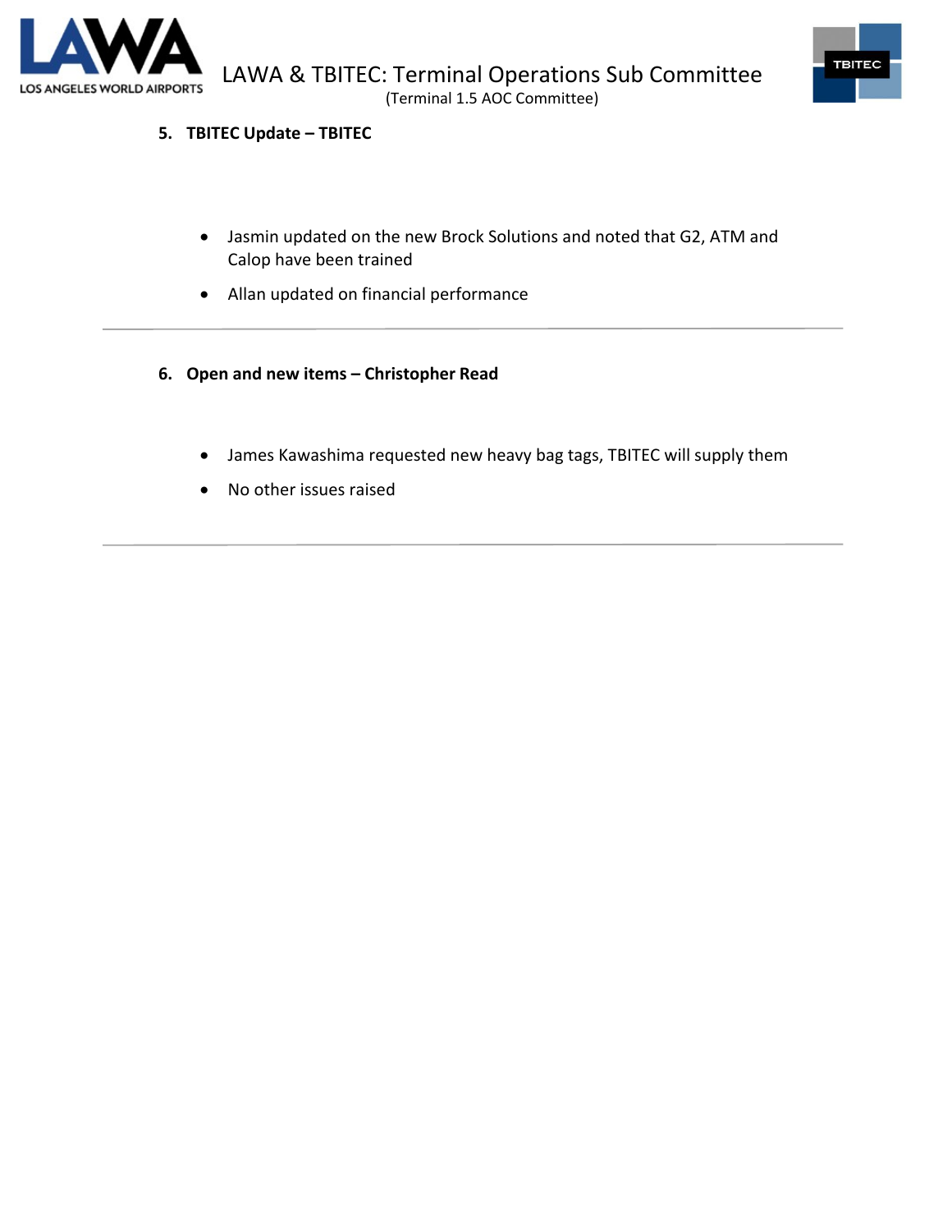5. **TBITEC Update – TBITEC**

- Jasmin updated on the new Brock Solutions and noted that G2, ATM and Calop have been trained
- Allan updated on financial performance

---

6. **Open and new items – Christopher Read**

- James Kawashima requested new heavy bag tags, TBITEC will supply them
- No other issues raised

---